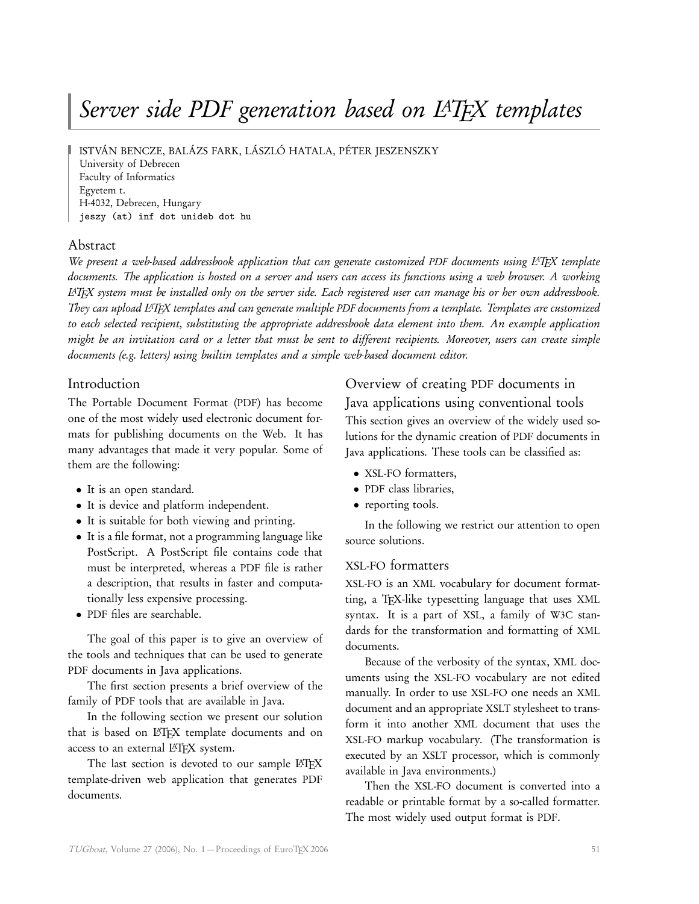# Server side PDF generation based on LaTeX templates

ISTVÁN BENCZE, BALÁZS FARK, LÁSZLÓ HATALA, PÉTER JESZENSZKY
University of Debrecen
Faculty of Informatics
Egyetem t.
H-4032, Debrecen, Hungary
`jeszy (at) inf dot unideb dot hu`

## Abstract

*We present a web-based addressbook application that can generate customized PDF documents using LaTeX template documents. The application is hosted on a server and users can access its functions using a web browser. A working LaTeX system must be installed only on the server side. Each registered user can manage his or her own addressbook. They can upload LaTeX templates and can generate multiple PDF documents from a template. Templates are customized to each selected recipient, substituting the appropriate addressbook data element into them. An example application might be an invitation card or a letter that must be sent to different recipients. Moreover, users can create simple documents (e.g. letters) using builtin templates and a simple web-based document editor.*

## Introduction

The Portable Document Format (PDF) has become one of the most widely used electronic document formats for publishing documents on the Web. It has many advantages that made it very popular. Some of them are the following:

- It is an open standard.
- It is device and platform independent.
- It is suitable for both viewing and printing.
- It is a file format, not a programming language like PostScript. A PostScript file contains code that must be interpreted, whereas a PDF file is rather a description, that results in faster and computationally less expensive processing.
- PDF files are searchable.

The goal of this paper is to give an overview of the tools and techniques that can be used to generate PDF documents in Java applications.

The first section presents a brief overview of the family of PDF tools that are available in Java.

In the following section we present our solution that is based on LaTeX template documents and on access to an external LaTeX system.

The last section is devoted to our sample LaTeX template-driven web application that generates PDF documents.

## Overview of creating PDF documents in Java applications using conventional tools

This section gives an overview of the widely used solutions for the dynamic creation of PDF documents in Java applications. These tools can be classified as:

- XSL-FO formatters,
- PDF class libraries,
- reporting tools.

In the following we restrict our attention to open source solutions.

### XSL-FO formatters

XSL-FO is an XML vocabulary for document formatting, a TeX-like typesetting language that uses XML syntax. It is a part of XSL, a family of W3C standards for the transformation and formatting of XML documents.

Because of the verbosity of the syntax, XML documents using the XSL-FO vocabulary are not edited manually. In order to use XSL-FO one needs an XML document and an appropriate XSLT stylesheet to transform it into another XML document that uses the XSL-FO markup vocabulary. (The transformation is executed by an XSLT processor, which is commonly available in Java environments.)

Then the XSL-FO document is converted into a readable or printable format by a so-called formatter. The most widely used output format is PDF.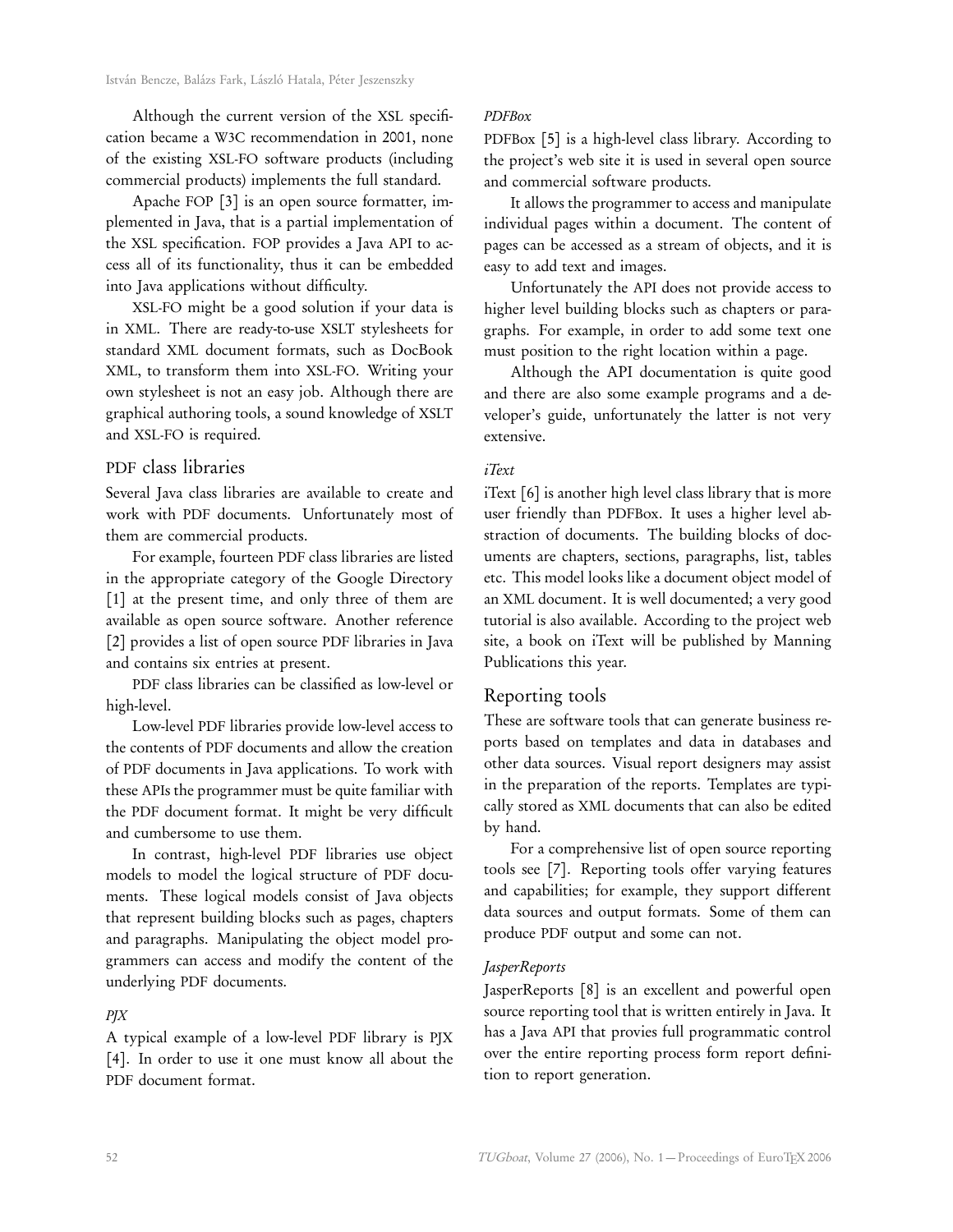Although the current version of the XSL specification became a W3C recommendation in 2001, none of the existing XSL-FO software products (including commercial products) implements the full standard.

Apache FOP [3] is an open source formatter, implemented in Java, that is a partial implementation of the XSL specification. FOP provides a Java API to access all of its functionality, thus it can be embedded into Java applications without difficulty.

XSL-FO might be a good solution if your data is in XML. There are ready-to-use XSLT stylesheets for standard XML document formats, such as DocBook XML, to transform them into XSL-FO. Writing your own stylesheet is not an easy job. Although there are graphical authoring tools, a sound knowledge of XSLT and XSL-FO is required.

## PDF class libraries

Several Java class libraries are available to create and work with PDF documents. Unfortunately most of them are commercial products.

For example, fourteen PDF class libraries are listed in the appropriate category of the Google Directory [1] at the present time, and only three of them are available as open source software. Another reference [2] provides a list of open source PDF libraries in Java and contains six entries at present.

PDF class libraries can be classified as low-level or high-level.

Low-level PDF libraries provide low-level access to the contents of PDF documents and allow the creation of PDF documents in Java applications. To work with these APIs the programmer must be quite familiar with the PDF document format. It might be very difficult and cumbersome to use them.

In contrast, high-level PDF libraries use object models to model the logical structure of PDF documents. These logical models consist of Java objects that represent building blocks such as pages, chapters and paragraphs. Manipulating the object model programmers can access and modify the content of the underlying PDF documents.

### *PJX*

A typical example of a low-level PDF library is PJX [4]. In order to use it one must know all about the PDF document format.

### *PDFBox*

PDFBox [5] is a high-level class library. According to the project's web site it is used in several open source and commercial software products.

It allows the programmer to access and manipulate individual pages within a document. The content of pages can be accessed as a stream of objects, and it is easy to add text and images.

Unfortunately the API does not provide access to higher level building blocks such as chapters or paragraphs. For example, in order to add some text one must position to the right location within a page.

Although the API documentation is quite good and there are also some example programs and a developer's guide, unfortunately the latter is not very extensive.

### *iText*

iText [6] is another high level class library that is more user friendly than PDFBox. It uses a higher level abstraction of documents. The building blocks of documents are chapters, sections, paragraphs, list, tables etc. This model looks like a document object model of an XML document. It is well documented; a very good tutorial is also available. According to the project web site, a book on iText will be published by Manning Publications this year.

## Reporting tools

These are software tools that can generate business reports based on templates and data in databases and other data sources. Visual report designers may assist in the preparation of the reports. Templates are typically stored as XML documents that can also be edited by hand.

For a comprehensive list of open source reporting tools see [7]. Reporting tools offer varying features and capabilities; for example, they support different data sources and output formats. Some of them can produce PDF output and some can not.

### *JasperReports*

JasperReports [8] is an excellent and powerful open source reporting tool that is written entirely in Java. It has a Java API that provies full programmatic control over the entire reporting process form report definition to report generation.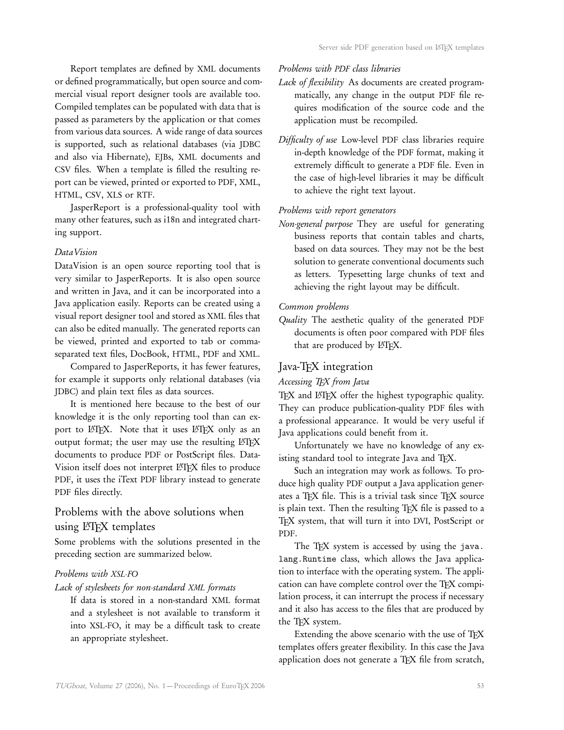Report templates are defined by XML documents or defined programmatically, but open source and commercial visual report designer tools are available too. Compiled templates can be populated with data that is passed as parameters by the application or that comes from various data sources. A wide range of data sources is supported, such as relational databases (via JDBC and also via Hibernate), EJBs, XML documents and CSV files. When a template is filled the resulting report can be viewed, printed or exported to PDF, XML, HTML, CSV, XLS or RTF.

JasperReport is a professional-quality tool with many other features, such as i18n and integrated charting support.

### *DataVision*

DataVision is an open source reporting tool that is very similar to JasperReports. It is also open source and written in Java, and it can be incorporated into a Java application easily. Reports can be created using a visual report designer tool and stored as XML files that can also be edited manually. The generated reports can be viewed, printed and exported to tab or comma-separated text files, DocBook, HTML, PDF and XML.

Compared to JasperReports, it has fewer features, for example it supports only relational databases (via JDBC) and plain text files as data sources.

It is mentioned here because to the best of our knowledge it is the only reporting tool than can export to LaTeX. Note that it uses LaTeX only as an output format; the user may use the resulting LaTeX documents to produce PDF or PostScript files. DataVision itself does not interpret LaTeX files to produce PDF, it uses the iText PDF library instead to generate PDF files directly.

## Problems with the above solutions when using LaTeX templates

Some problems with the solutions presented in the preceding section are summarized below.

### *Problems with XSL-FO*

*Lack of stylesheets for non-standard XML formats*
: If data is stored in a non-standard XML format and a stylesheet is not available to transform it into XSL-FO, it may be a difficult task to create an appropriate stylesheet.

### *Problems with PDF class libraries*

*Lack of flexibility* As documents are created programmatically, any change in the output PDF file requires modification of the source code and the application must be recompiled.

*Difficulty of use* Low-level PDF class libraries require in-depth knowledge of the PDF format, making it extremely difficult to generate a PDF file. Even in the case of high-level libraries it may be difficult to achieve the right text layout.

### *Problems with report generators*

*Non-general purpose* They are useful for generating business reports that contain tables and charts, based on data sources. They may not be the best solution to generate conventional documents such as letters. Typesetting large chunks of text and achieving the right layout may be difficult.

### *Common problems*

*Quality* The aesthetic quality of the generated PDF documents is often poor compared with PDF files that are produced by LaTeX.

## Java-TeX integration

### *Accessing TeX from Java*

TeX and LaTeX offer the highest typographic quality. They can produce publication-quality PDF files with a professional appearance. It would be very useful if Java applications could benefit from it.

Unfortunately we have no knowledge of any existing standard tool to integrate Java and TeX.

Such an integration may work as follows. To produce high quality PDF output a Java application generates a TeX file. This is a trivial task since TeX source is plain text. Then the resulting TeX file is passed to a TeX system, that will turn it into DVI, PostScript or PDF.

The TeX system is accessed by using the `java.lang.Runtime` class, which allows the Java application to interface with the operating system. The application can have complete control over the TeX compilation process, it can interrupt the process if necessary and it also has access to the files that are produced by the TeX system.

Extending the above scenario with the use of TeX templates offers greater flexibility. In this case the Java application does not generate a TeX file from scratch,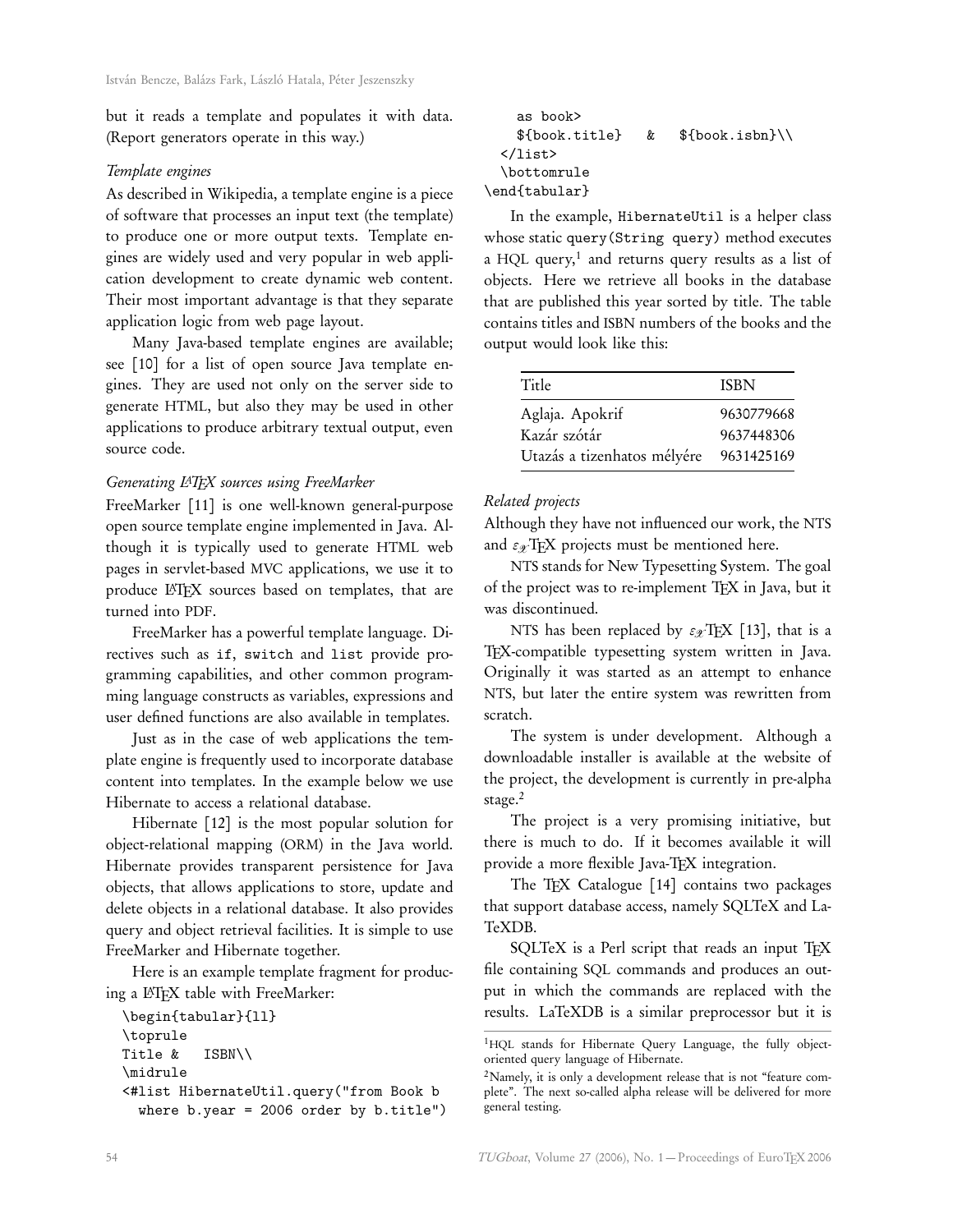but it reads a template and populates it with data. (Report generators operate in this way.)

### *Template engines*

As described in Wikipedia, a template engine is a piece of software that processes an input text (the template) to produce one or more output texts. Template engines are widely used and very popular in web application development to create dynamic web content. Their most important advantage is that they separate application logic from web page layout.

Many Java-based template engines are available; see [10] for a list of open source Java template engines. They are used not only on the server side to generate HTML, but also they may be used in other applications to produce arbitrary textual output, even source code.

### *Generating LaTeX sources using FreeMarker*

FreeMarker [11] is one well-known general-purpose open source template engine implemented in Java. Although it is typically used to generate HTML web pages in servlet-based MVC applications, we use it to produce LaTeX sources based on templates, that are turned into PDF.

FreeMarker has a powerful template language. Directives such as `if`, `switch` and `list` provide programming capabilities, and other common programming language constructs as variables, expressions and user defined functions are also available in templates.

Just as in the case of web applications the template engine is frequently used to incorporate database content into templates. In the example below we use Hibernate to access a relational database.

Hibernate [12] is the most popular solution for object-relational mapping (ORM) in the Java world. Hibernate provides transparent persistence for Java objects, that allows applications to store, update and delete objects in a relational database. It also provides query and object retrieval facilities. It is simple to use FreeMarker and Hibernate together.

Here is an example template fragment for producing a LaTeX table with FreeMarker:

```
\begin{tabular}{ll}
\toprule
Title &   ISBN\\
\midrule
<#list HibernateUtil.query("from Book b
   where b.year = 2006 order by b.title")
    as book>
    ${book.title}   &   ${book.isbn}\\
  </list>
  \bottomrule
\end{tabular}
```

In the example, `HibernateUtil` is a helper class whose static `query(String query)` method executes a HQL query,[1] and returns query results as a list of objects. Here we retrieve all books in the database that are published this year sorted by title. The table contains titles and ISBN numbers of the books and the output would look like this:

| Title | ISBN |
|---|---|
| Aglaja. Apokrif | 9630779668 |
| Kazár szótár | 9637448306 |
| Utazás a tizenhatos mélyére | 9631425169 |

### *Related projects*

Although they have not influenced our work, the NTS and $\varepsilon_{\mathcal{X}}$TeX projects must be mentioned here.

NTS stands for New Typesetting System. The goal of the project was to re-implement TeX in Java, but it was discontinued.

NTS has been replaced by $\varepsilon_{\mathcal{X}}$TeX [13], that is a TeX-compatible typesetting system written in Java. Originally it was started as an attempt to enhance NTS, but later the entire system was rewritten from scratch.

The system is under development. Although a downloadable installer is available at the website of the project, the development is currently in pre-alpha stage.[2]

The project is a very promising initiative, but there is much to do. If it becomes available it will provide a more flexible Java-TeX integration.

The TeX Catalogue [14] contains two packages that support database access, namely SQLTeX and LaTeXDB.

SQLTeX is a Perl script that reads an input TeX file containing SQL commands and produces an output in which the commands are replaced with the results. LaTeXDB is a similar preprocessor but it is

---

[1] HQL stands for Hibernate Query Language, the fully object-oriented query language of Hibernate.

[2] Namely, it is only a development release that is not "feature complete". The next so-called alpha release will be delivered for more general testing.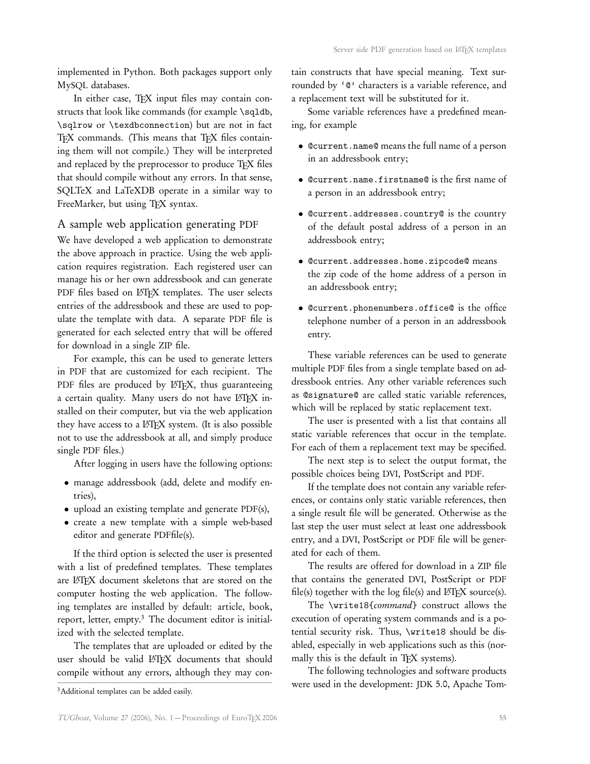implemented in Python. Both packages support only MySQL databases.

In either case, TeX input files may contain constructs that look like commands (for example `\sqldb`, `\sqlrow` or `\texdbconnection`) but are not in fact TeX commands. (This means that TeX files containing them will not compile.) They will be interpreted and replaced by the preprocessor to produce TeX files that should compile without any errors. In that sense, SQLTeX and LaTeXDB operate in a similar way to FreeMarker, but using TeX syntax.

## A sample web application generating PDF

We have developed a web application to demonstrate the above approach in practice. Using the web application requires registration. Each registered user can manage his or her own addressbook and can generate PDF files based on LaTeX templates. The user selects entries of the addressbook and these are used to populate the template with data. A separate PDF file is generated for each selected entry that will be offered for download in a single ZIP file.

For example, this can be used to generate letters in PDF that are customized for each recipient. The PDF files are produced by LaTeX, thus guaranteeing a certain quality. Many users do not have LaTeX installed on their computer, but via the web application they have access to a LaTeX system. (It is also possible not to use the addressbook at all, and simply produce single PDF files.)

After logging in users have the following options:

- manage addressbook (add, delete and modify entries),
- upload an existing template and generate PDF(s),
- create a new template with a simple web-based editor and generate PDFfile(s).

If the third option is selected the user is presented with a list of predefined templates. These templates are LaTeX document skeletons that are stored on the computer hosting the web application. The following templates are installed by default: article, book, report, letter, empty.[3] The document editor is initialized with the selected template.

The templates that are uploaded or edited by the user should be valid LaTeX documents that should compile without any errors, although they may contain constructs that have special meaning. Text surrounded by '`@`' characters is a variable reference, and a replacement text will be substituted for it.

Some variable references have a predefined meaning, for example

- `@current.name@` means the full name of a person in an addressbook entry;
- `@current.name.firstname@` is the first name of a person in an addressbook entry;
- `@current.addresses.country@` is the country of the default postal address of a person in an addressbook entry;
- `@current.addresses.home.zipcode@` means the zip code of the home address of a person in an addressbook entry;
- `@current.phonenumbers.office@` is the office telephone number of a person in an addressbook entry.

These variable references can be used to generate multiple PDF files from a single template based on addressbook entries. Any other variable references such as `@signature@` are called static variable references, which will be replaced by static replacement text.

The user is presented with a list that contains all static variable references that occur in the template. For each of them a replacement text may be specified.

The next step is to select the output format, the possible choices being DVI, PostScript and PDF.

If the template does not contain any variable references, or contains only static variable references, then a single result file will be generated. Otherwise as the last step the user must select at least one addressbook entry, and a DVI, PostScript or PDF file will be generated for each of them.

The results are offered for download in a ZIP file that contains the generated DVI, PostScript or PDF file(s) together with the log file(s) and LaTeX source(s).

The `\write18{`*command*`}` construct allows the execution of operating system commands and is a potential security risk. Thus, `\write18` should be disabled, especially in web applications such as this (normally this is the default in TeX systems).

The following technologies and software products were used in the development: JDK 5.0, Apache Tom-

[3] Additional templates can be added easily.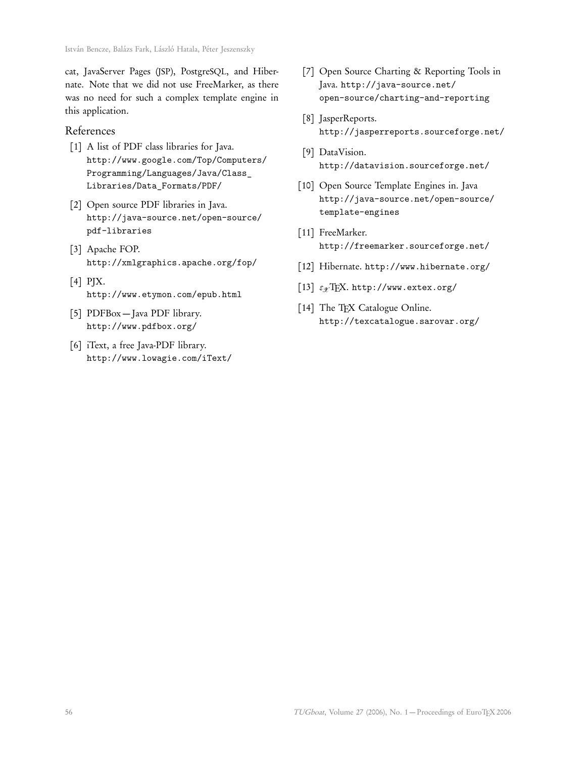cat, JavaServer Pages (JSP), PostgreSQL, and Hibernate. Note that we did not use FreeMarker, as there was no need for such a complex template engine in this application.

## References

[1] A list of PDF class libraries for Java. http://www.google.com/Top/Computers/Programming/Languages/Java/Class_Libraries/Data_Formats/PDF/

[2] Open source PDF libraries in Java. http://java-source.net/open-source/pdf-libraries

[3] Apache FOP. http://xmlgraphics.apache.org/fop/

[4] PJX. http://www.etymon.com/epub.html

[5] PDFBox — Java PDF library. http://www.pdfbox.org/

[6] iText, a free Java-PDF library. http://www.lowagie.com/iText/

[7] Open Source Charting & Reporting Tools in Java. http://java-source.net/open-source/charting-and-reporting

[8] JasperReports. http://jasperreports.sourceforge.net/

[9] DataVision. http://datavision.sourceforge.net/

[10] Open Source Template Engines in. Java http://java-source.net/open-source/template-engines

[11] FreeMarker. http://freemarker.sourceforge.net/

[12] Hibernate. http://www.hibernate.org/

[13] $\varepsilon_{\mathcal{X}}$TEX. http://www.extex.org/

[14] The TEX Catalogue Online. http://texcatalogue.sarovar.org/